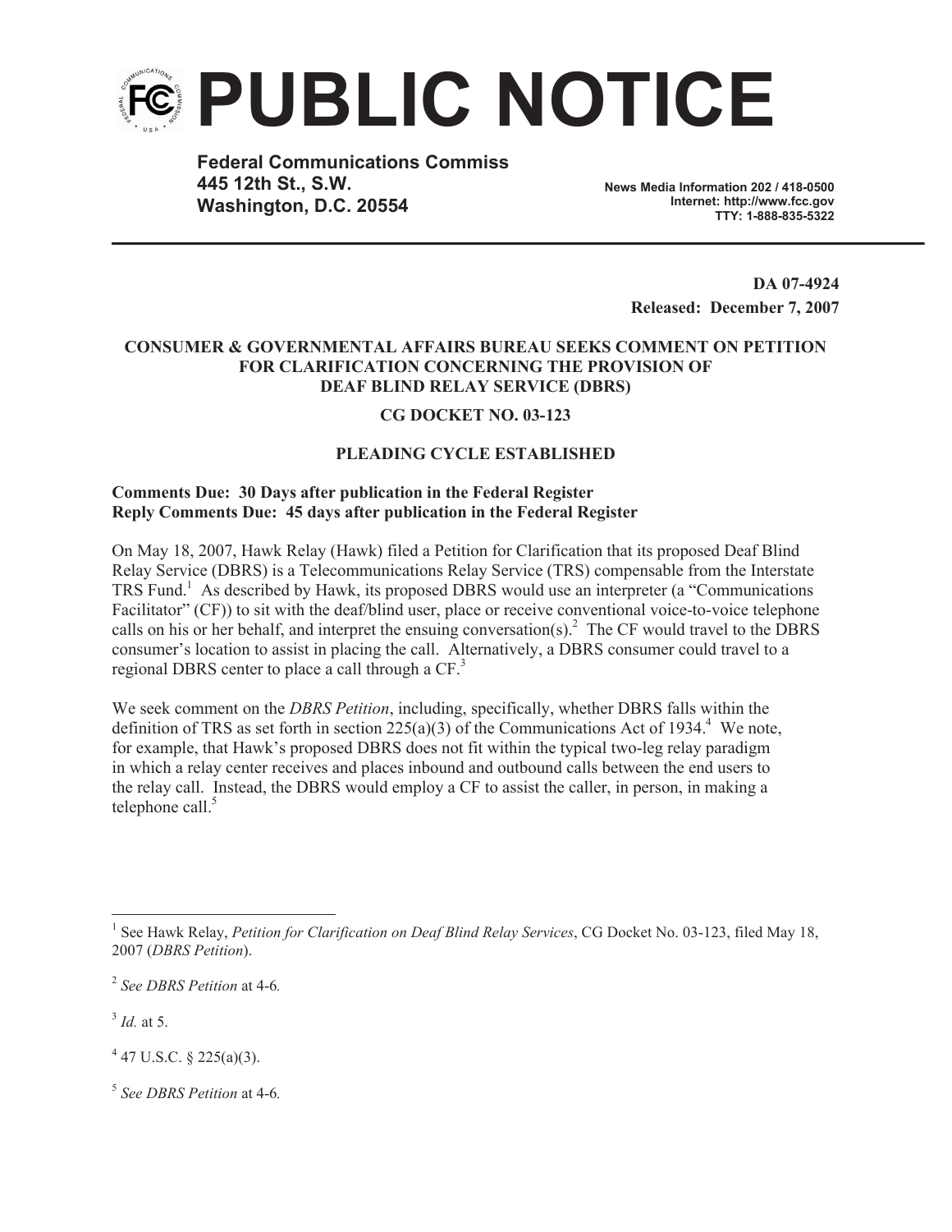# PUBLIC NOTICE

**Federal Communications Commission**
**445 12th St., S.W.**
**Washington, D.C. 20554**

**News Media Information 202 / 418-0500**
**Internet: http://www.fcc.gov**
**TTY: 1-888-835-5322**

**DA 07-4924**
**Released: December 7, 2007**

**CONSUMER & GOVERNMENTAL AFFAIRS BUREAU SEEKS COMMENT ON PETITION FOR CLARIFICATION CONCERNING THE PROVISION OF DEAF BLIND RELAY SERVICE (DBRS)**

**CG DOCKET NO. 03-123**

**PLEADING CYCLE ESTABLISHED**

**Comments Due: 30 Days after publication in the Federal Register**
**Reply Comments Due: 45 days after publication in the Federal Register**

On May 18, 2007, Hawk Relay (Hawk) filed a Petition for Clarification that its proposed Deaf Blind Relay Service (DBRS) is a Telecommunications Relay Service (TRS) compensable from the Interstate TRS Fund.[1] As described by Hawk, its proposed DBRS would use an interpreter (a "Communications Facilitator" (CF)) to sit with the deaf/blind user, place or receive conventional voice-to-voice telephone calls on his or her behalf, and interpret the ensuing conversation(s).[2] The CF would travel to the DBRS consumer's location to assist in placing the call. Alternatively, a DBRS consumer could travel to a regional DBRS center to place a call through a CF.[3]

We seek comment on the *DBRS Petition*, including, specifically, whether DBRS falls within the definition of TRS as set forth in section 225(a)(3) of the Communications Act of 1934.[4] We note, for example, that Hawk's proposed DBRS does not fit within the typical two-leg relay paradigm in which a relay center receives and places inbound and outbound calls between the end users to the relay call. Instead, the DBRS would employ a CF to assist the caller, in person, in making a telephone call.[5]

---

[1] See Hawk Relay, *Petition for Clarification on Deaf Blind Relay Services*, CG Docket No. 03-123, filed May 18, 2007 (*DBRS Petition*).

[2] *See DBRS Petition* at 4-6*.*

[3] *Id.* at 5.

[4] 47 U.S.C. § 225(a)(3).

[5] *See DBRS Petition* at 4-6*.*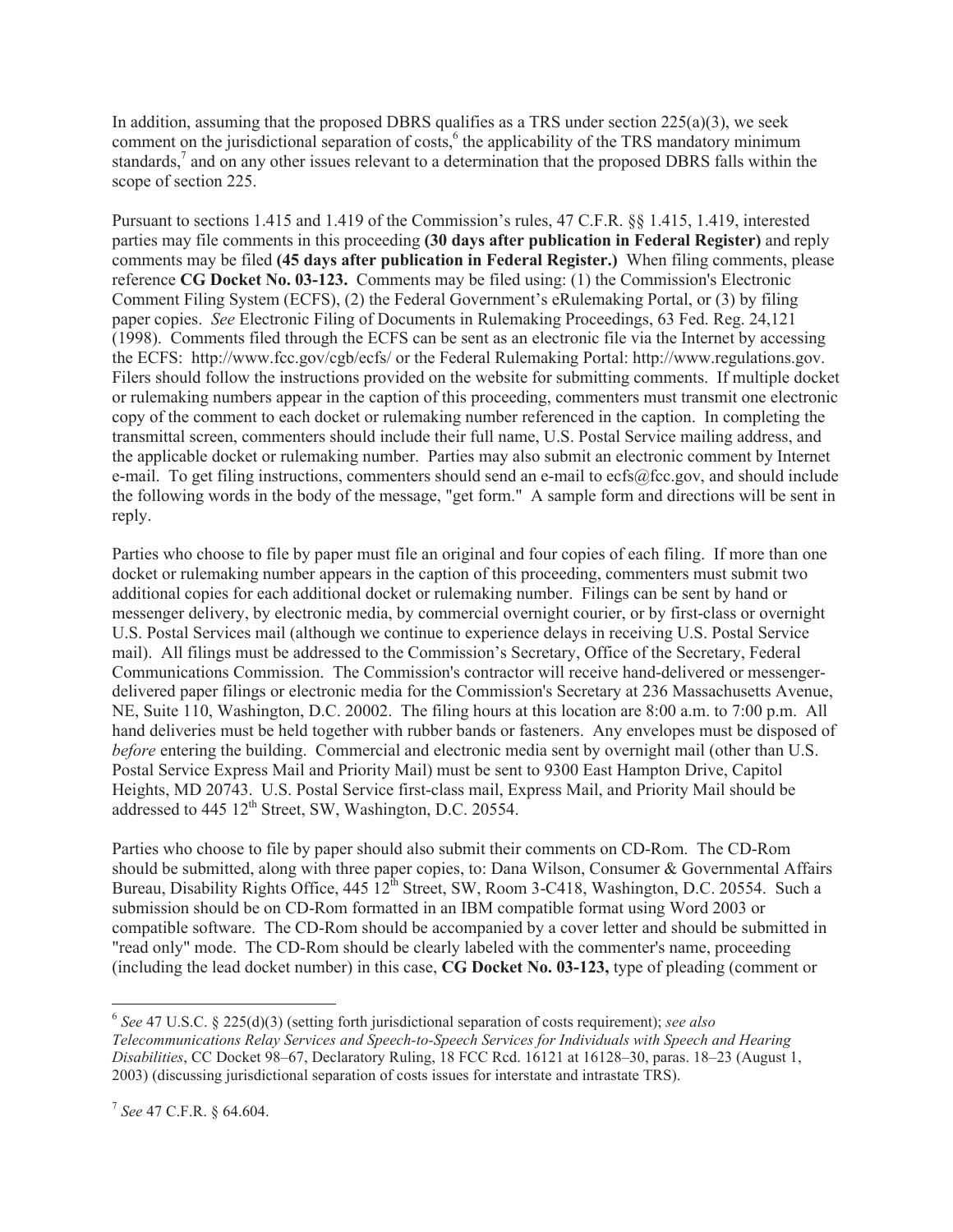In addition, assuming that the proposed DBRS qualifies as a TRS under section 225(a)(3), we seek comment on the jurisdictional separation of costs,[6] the applicability of the TRS mandatory minimum standards,[7] and on any other issues relevant to a determination that the proposed DBRS falls within the scope of section 225.

Pursuant to sections 1.415 and 1.419 of the Commission's rules, 47 C.F.R. §§ 1.415, 1.419, interested parties may file comments in this proceeding **(30 days after publication in Federal Register)** and reply comments may be filed **(45 days after publication in Federal Register.)** When filing comments, please reference **CG Docket No. 03-123.** Comments may be filed using: (1) the Commission's Electronic Comment Filing System (ECFS), (2) the Federal Government's eRulemaking Portal, or (3) by filing paper copies. *See* Electronic Filing of Documents in Rulemaking Proceedings, 63 Fed. Reg. 24,121 (1998). Comments filed through the ECFS can be sent as an electronic file via the Internet by accessing the ECFS: http://www.fcc.gov/cgb/ecfs/ or the Federal Rulemaking Portal: http://www.regulations.gov. Filers should follow the instructions provided on the website for submitting comments. If multiple docket or rulemaking numbers appear in the caption of this proceeding, commenters must transmit one electronic copy of the comment to each docket or rulemaking number referenced in the caption. In completing the transmittal screen, commenters should include their full name, U.S. Postal Service mailing address, and the applicable docket or rulemaking number. Parties may also submit an electronic comment by Internet e-mail. To get filing instructions, commenters should send an e-mail to ecfs@fcc.gov, and should include the following words in the body of the message, "get form." A sample form and directions will be sent in reply.

Parties who choose to file by paper must file an original and four copies of each filing. If more than one docket or rulemaking number appears in the caption of this proceeding, commenters must submit two additional copies for each additional docket or rulemaking number. Filings can be sent by hand or messenger delivery, by electronic media, by commercial overnight courier, or by first-class or overnight U.S. Postal Services mail (although we continue to experience delays in receiving U.S. Postal Service mail). All filings must be addressed to the Commission's Secretary, Office of the Secretary, Federal Communications Commission. The Commission's contractor will receive hand-delivered or messenger-delivered paper filings or electronic media for the Commission's Secretary at 236 Massachusetts Avenue, NE, Suite 110, Washington, D.C. 20002. The filing hours at this location are 8:00 a.m. to 7:00 p.m. All hand deliveries must be held together with rubber bands or fasteners. Any envelopes must be disposed of *before* entering the building. Commercial and electronic media sent by overnight mail (other than U.S. Postal Service Express Mail and Priority Mail) must be sent to 9300 East Hampton Drive, Capitol Heights, MD 20743. U.S. Postal Service first-class mail, Express Mail, and Priority Mail should be addressed to 445 12th Street, SW, Washington, D.C. 20554.

Parties who choose to file by paper should also submit their comments on CD-Rom. The CD-Rom should be submitted, along with three paper copies, to: Dana Wilson, Consumer & Governmental Affairs Bureau, Disability Rights Office, 445 12th Street, SW, Room 3-C418, Washington, D.C. 20554. Such a submission should be on CD-Rom formatted in an IBM compatible format using Word 2003 or compatible software. The CD-Rom should be accompanied by a cover letter and should be submitted in "read only" mode. The CD-Rom should be clearly labeled with the commenter's name, proceeding (including the lead docket number) in this case, **CG Docket No. 03-123,** type of pleading (comment or

---

[6] *See* 47 U.S.C. § 225(d)(3) (setting forth jurisdictional separation of costs requirement); *see also Telecommunications Relay Services and Speech-to-Speech Services for Individuals with Speech and Hearing Disabilities*, CC Docket 98–67, Declaratory Ruling, 18 FCC Rcd. 16121 at 16128–30, paras. 18–23 (August 1, 2003) (discussing jurisdictional separation of costs issues for interstate and intrastate TRS).

[7] *See* 47 C.F.R. § 64.604.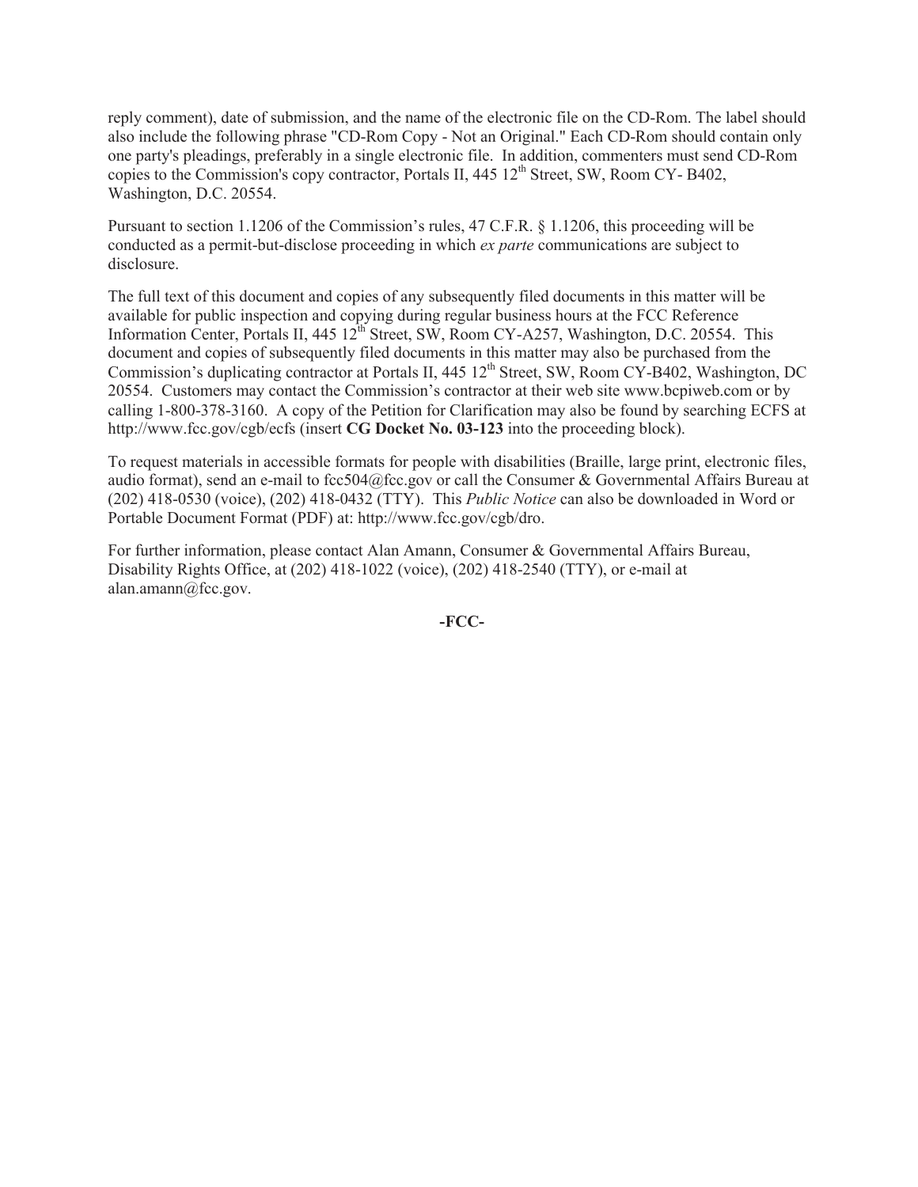reply comment), date of submission, and the name of the electronic file on the CD-Rom. The label should also include the following phrase "CD-Rom Copy - Not an Original." Each CD-Rom should contain only one party's pleadings, preferably in a single electronic file. In addition, commenters must send CD-Rom copies to the Commission's copy contractor, Portals II, 445 12th Street, SW, Room CY- B402, Washington, D.C. 20554.

Pursuant to section 1.1206 of the Commission's rules, 47 C.F.R. § 1.1206, this proceeding will be conducted as a permit-but-disclose proceeding in which *ex parte* communications are subject to disclosure.

The full text of this document and copies of any subsequently filed documents in this matter will be available for public inspection and copying during regular business hours at the FCC Reference Information Center, Portals II, 445 12th Street, SW, Room CY-A257, Washington, D.C. 20554. This document and copies of subsequently filed documents in this matter may also be purchased from the Commission's duplicating contractor at Portals II, 445 12th Street, SW, Room CY-B402, Washington, DC 20554. Customers may contact the Commission's contractor at their web site www.bcpiweb.com or by calling 1-800-378-3160. A copy of the Petition for Clarification may also be found by searching ECFS at http://www.fcc.gov/cgb/ecfs (insert **CG Docket No. 03-123** into the proceeding block).

To request materials in accessible formats for people with disabilities (Braille, large print, electronic files, audio format), send an e-mail to fcc504@fcc.gov or call the Consumer & Governmental Affairs Bureau at (202) 418-0530 (voice), (202) 418-0432 (TTY). This *Public Notice* can also be downloaded in Word or Portable Document Format (PDF) at: http://www.fcc.gov/cgb/dro.

For further information, please contact Alan Amann, Consumer & Governmental Affairs Bureau, Disability Rights Office, at (202) 418-1022 (voice), (202) 418-2540 (TTY), or e-mail at alan.amann@fcc.gov.

**-FCC-**